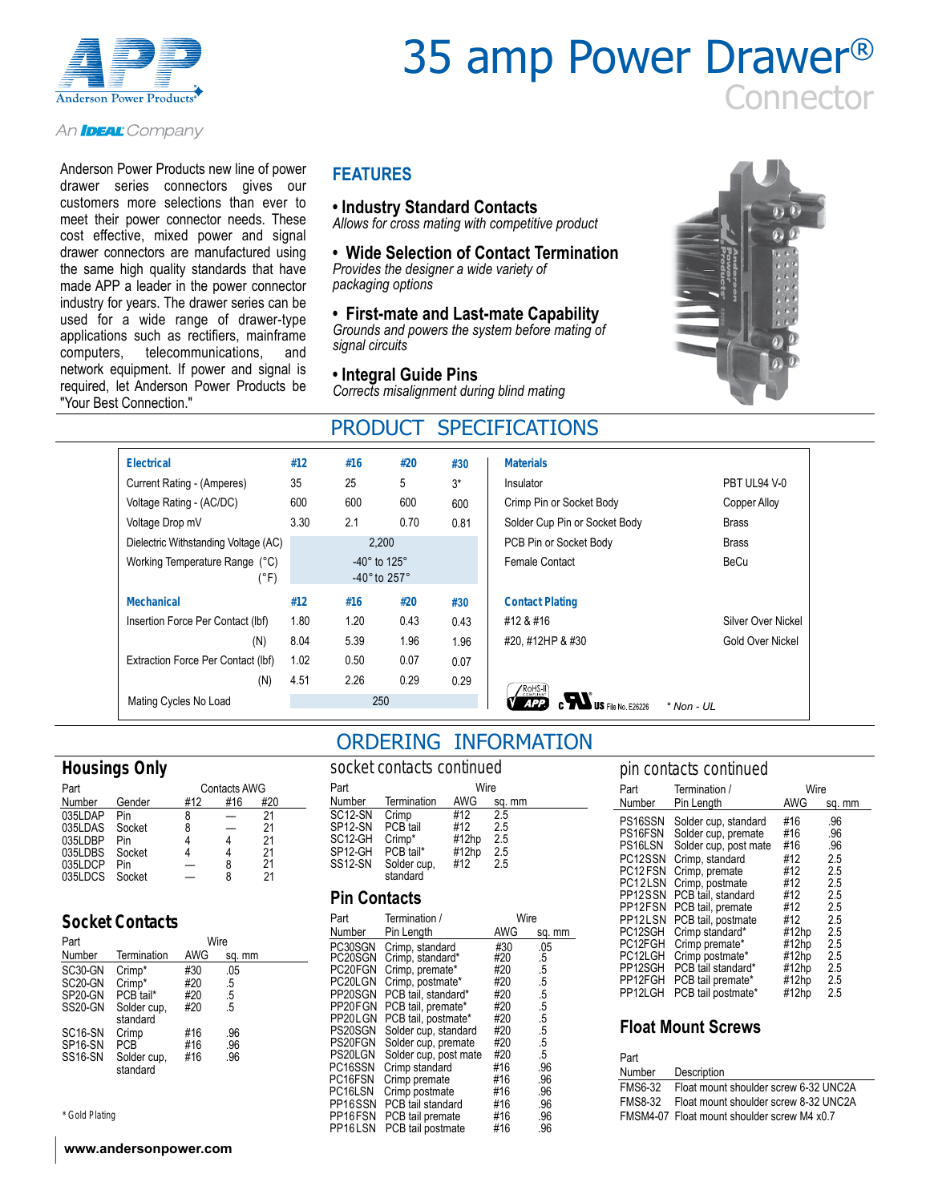# 35 amp Power Drawer®

## Connector

An IDEAL Company

Anderson Power Products new line of power drawer series connectors gives our customers more selections than ever to meet their power connector needs. These cost effective, mixed power and signal drawer connectors are manufactured using the same high quality standards that have made APP a leader in the power connector industry for years. The drawer series can be used for a wide range of drawer-type applications such as rectifiers, mainframe computers, telecommunications, and network equipment. If power and signal is required, let Anderson Power Products be "Your Best Connection."

## FEATURES

- **Industry Standard Contacts**
  *Allows for cross mating with competitive product*
- **Wide Selection of Contact Termination**
  *Provides the designer a wide variety of packaging options*
- **First-mate and Last-mate Capability**
  *Grounds and powers the system before mating of signal circuits*
- **Integral Guide Pins**
  *Corrects misalignment during blind mating*

## PRODUCT SPECIFICATIONS

| Electrical | #12 | #16 | #20 | #30 |
|---|---|---|---|---|
| Current Rating - (Amperes) | 35 | 25 | 5 | 3* |
| Voltage Rating - (AC/DC) | 600 | 600 | 600 | 600 |
| Voltage Drop mV | 3.30 | 2.1 | 0.70 | 0.81 |
| Dielectric Withstanding Voltage (AC) | 2,200 | | | |
| Working Temperature Range (°C) | -40° to 125° | | | |
| (°F) | -40° to 257° | | | |

| Mechanical | #12 | #16 | #20 | #30 |
|---|---|---|---|---|
| Insertion Force Per Contact (lbf) | 1.80 | 1.20 | 0.43 | 0.43 |
| (N) | 8.04 | 5.39 | 1.96 | 1.96 |
| Extraction Force Per Contact (lbf) | 1.02 | 0.50 | 0.07 | 0.07 |
| (N) | 4.51 | 2.26 | 0.29 | 0.29 |
| Mating Cycles No Load | 250 | | | |

| Materials | |
|---|---|
| Insulator | PBT UL94 V-0 |
| Crimp Pin or Socket Body | Copper Alloy |
| Solder Cup Pin or Socket Body | Brass |
| PCB Pin or Socket Body | Brass |
| Female Contact | BeCu |

| Contact Plating | |
|---|---|
| #12 & #16 | Silver Over Nickel |
| #20, #12HP & #30 | Gold Over Nickel |

RoHS-II Compliant APP · c UL US File No. E26226 · * Non - UL

## ORDERING INFORMATION

### Housings Only

| Part Number | Gender | Contacts AWG #12 | #16 | #20 |
|---|---|---|---|---|
| 035LDAP | Pin | 8 | — | 21 |
| 035LDAS | Socket | 8 | — | 21 |
| 035LDBP | Pin | 4 | 4 | 21 |
| 035LDBS | Socket | 4 | 4 | 21 |
| 035LDCP | Pin | — | 8 | 21 |
| 035LDCS | Socket | — | 8 | 21 |

### Socket Contacts

| Part Number | Termination | Wire AWG | sq. mm |
|---|---|---|---|
| SC30-GN | Crimp* | #30 | .05 |
| SC20-GN | Crimp* | #20 | .5 |
| SP20-GN | PCB tail* | #20 | .5 |
| SS20-GN | Solder cup, standard | #20 | .5 |
| SC16-SN | Crimp | #16 | .96 |
| SP16-SN | PCB | #16 | .96 |
| SS16-SN | Solder cup, standard | #16 | .96 |

\* Gold Plating

### socket contacts continued

| Part Number | Termination | Wire AWG | sq. mm |
|---|---|---|---|
| SC12-SN | Crimp | #12 | 2.5 |
| SP12-SN | PCB tail | #12 | 2.5 |
| SC12-GH | Crimp* | #12hp | 2.5 |
| SP12-GH | PCB tail* | #12hp | 2.5 |
| SS12-SN | Solder cup, standard | #12 | 2.5 |

### Pin Contacts

| Part Number | Termination / Pin Length | Wire AWG | sq. mm |
|---|---|---|---|
| PC30SGN | Crimp, standard | #30 | .05 |
| PC20SGN | Crimp, standard* | #20 | .5 |
| PC20FGN | Crimp, premate* | #20 | .5 |
| PC20LGN | Crimp, postmate* | #20 | .5 |
| PP20SGN | PCB tail, standard* | #20 | .5 |
| PP20FGN | PCB tail, premate* | #20 | .5 |
| PP20LGN | PCB tail, postmate* | #20 | .5 |
| PS20SGN | Solder cup, standard | #20 | .5 |
| PS20FGN | Solder cup, premate | #20 | .5 |
| PS20LGN | Solder cup, post mate | #20 | .5 |
| PC16SSN | Crimp standard | #16 | .96 |
| PC16FSN | Crimp premate | #16 | .96 |
| PC16LSN | Crimp postmate | #16 | .96 |
| PP16SSN | PCB tail standard | #16 | .96 |
| PP16FSN | PCB tail premate | #16 | .96 |
| PP16LSN | PCB tail postmate | #16 | .96 |

### pin contacts continued

| Part Number | Termination / Pin Length | Wire AWG | sq. mm |
|---|---|---|---|
| PS16SSN | Solder cup, standard | #16 | .96 |
| PS16FSN | Solder cup, premate | #16 | .96 |
| PS16LSN | Solder cup, post mate | #16 | .96 |
| PC12SSN | Crimp, standard | #12 | 2.5 |
| PC12FSN | Crimp, premate | #12 | 2.5 |
| PC12LSN | Crimp, postmate | #12 | 2.5 |
| PP12SSN | PCB tail, standard | #12 | 2.5 |
| PP12FSN | PCB tail, premate | #12 | 2.5 |
| PP12LSN | PCB tail, postmate | #12 | 2.5 |
| PC12SGH | Crimp standard* | #12hp | 2.5 |
| PC12FGH | Crimp premate* | #12hp | 2.5 |
| PC12LGH | Crimp postmate* | #12hp | 2.5 |
| PP12SGH | PCB tail standard* | #12hp | 2.5 |
| PP12FGH | PCB tail premate* | #12hp | 2.5 |
| PP12LGH | PCB tail postmate* | #12hp | 2.5 |

### Float Mount Screws

| Part Number | Description |
|---|---|
| FMS6-32 | Float mount shoulder screw 6-32 UNC2A |
| FMS8-32 | Float mount shoulder screw 8-32 UNC2A |
| FMSM4-07 | Float mount shoulder screw M4 x0.7 |

www.andersonpower.com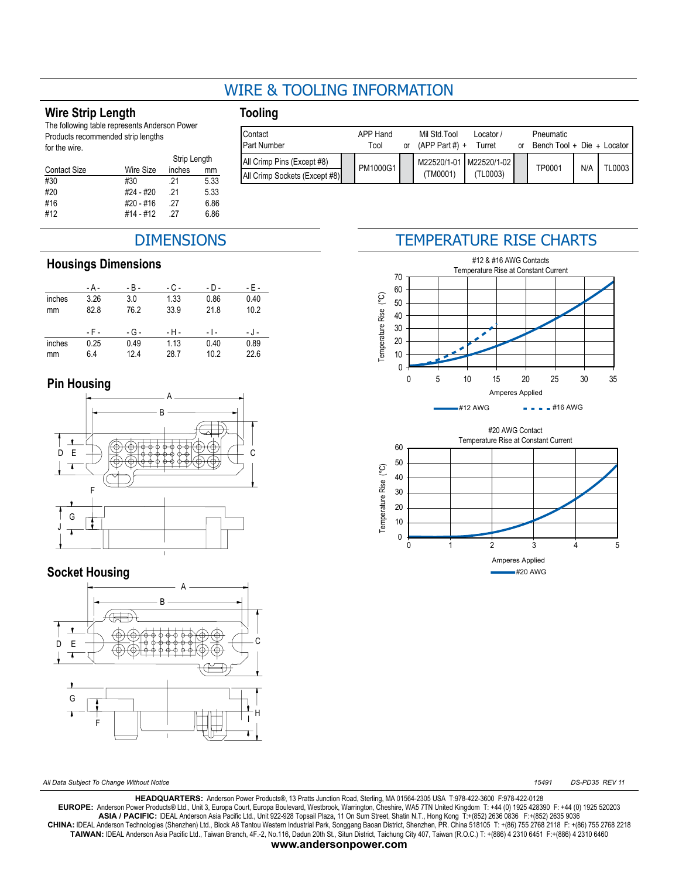# WIRE & TOOLING INFORMATION

## Wire Strip Length

The following table represents Anderson Power Products recommended strip lengths for the wire.

| | | Strip Length | |
|---|---|---|---|
| Contact Size | Wire Size | inches | mm |
| #30 | #30 | .21 | 5.33 |
| #20 | #24 - #20 | .21 | 5.33 |
| #16 | #20 - #16 | .27 | 6.86 |
| #12 | #14 - #12 | .27 | 6.86 |

## Tooling

| Contact Part Number | APP Hand Tool | or | Mil Std.Tool (APP Part #) + | Locator / Turret | or | Pneumatic Bench Tool + | Die + | Locator |
|---|---|---|---|---|---|---|---|---|
| All Crimp Pins (Except #8) | PM1000G1 | | M22520/1-01 (TM0001) | M22520/1-02 (TL0003) | | TP0001 | N/A | TL0003 |
| All Crimp Sockets (Except #8) | | | | | | | | |

# DIMENSIONS

## Housings Dimensions

| | - A - | - B - | - C - | - D - | - E - |
|---|---|---|---|---|---|
| inches | 3.26 | 3.0 | 1.33 | 0.86 | 0.40 |
| mm | 82.8 | 76.2 | 33.9 | 21.8 | 10.2 |

| | - F - | - G - | - H - | - I - | - J - |
|---|---|---|---|---|---|
| inches | 0.25 | 0.49 | 1.13 | 0.40 | 0.89 |
| mm | 6.4 | 12.4 | 28.7 | 10.2 | 22.6 |

## Pin Housing

A
B
D E C
F
G
J

## Socket Housing

A
B
D E C
G
F
H

# TEMPERATURE RISE CHARTS

#12 & #16 AWG Contacts
Temperature Rise at Constant Current

Temperature Rise (°C)
0 10 20 30 40 50 60 70
0 5 10 15 20 25 30 35
Amperes Applied
#12 AWG
#16 AWG

#20 AWG Contact
Temperature Rise at Constant Current

Temperature Rise (°C)
0 10 20 30 40 50 60
0 1 2 3 4 5
Amperes Applied
#20 AWG

*All Data Subject To Change Without Notice*

15491 DS-PD35 REV 11

**HEADQUARTERS:** Anderson Power Products®, 13 Pratts Junction Road, Sterling, MA 01564-2305 USA T:978-422-3600 F:978-422-0128
**EUROPE:** Anderson Power Products® Ltd., Unit 3, Europa Court, Europa Boulevard, Westbrook, Warrington, Cheshire, WA5 7TN United Kingdom T: +44 (0) 1925 428390 F: +44 (0) 1925 520203
**ASIA / PACIFIC:** IDEAL Anderson Asia Pacific Ltd., Unit 922-928 Topsail Plaza, 11 On Sum Street, Shatin N.T., Hong Kong T:+(852) 2636 0836 F:+(852) 2635 9036
**CHINA:** IDEAL Anderson Technologies (Shenzhen) Ltd., Block A8 Tantou Western Industrial Park, Songgang Baoan District, Shenzhen, PR. China 518105 T: +(86) 755 2768 2118 F: +(86) 755 2768 2218
**TAIWAN:** IDEAL Anderson Asia Pacific Ltd., Taiwan Branch, 4F.-2, No.116, Dadun 20th St., Situn District, Taichung City 407, Taiwan (R.O.C.) T: +(886) 4 2310 6451 F:+(886) 4 2310 6460
**www.andersonpower.com**